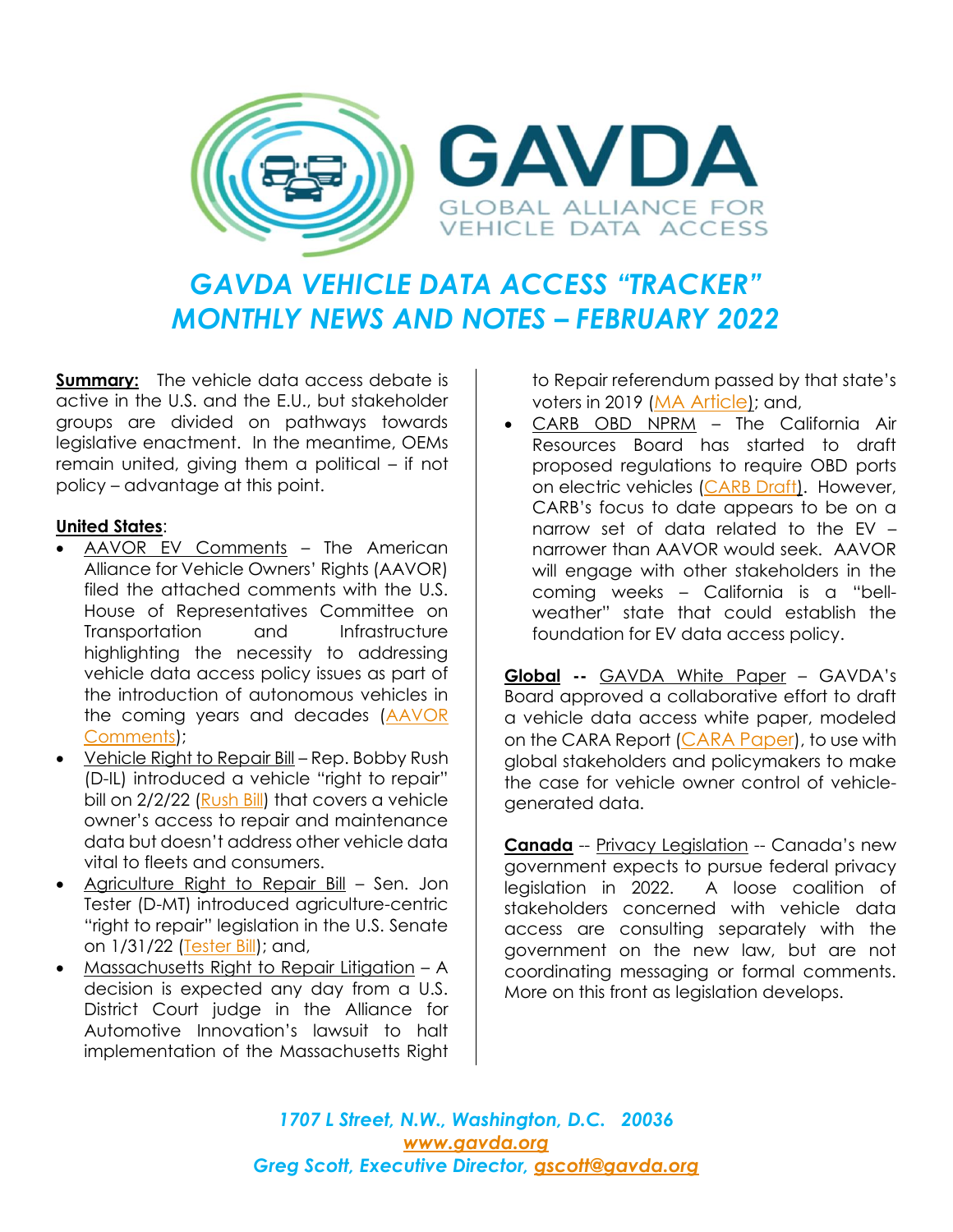# GAVDA

GLOBAL ALLIANCE FOR VEHICLE DATA ACCESS

## *GAVDA VEHICLE DATA ACCESS "TRACKER" MONTHLY NEWS AND NOTES – FEBRUARY 2022*

**Summary:** The vehicle data access debate is active in the U.S. and the E.U., but stakeholder groups are divided on pathways towards legislative enactment. In the meantime, OEMs remain united, giving them a political – if not policy – advantage at this point.

**United States**:

- AAVOR EV Comments – The American Alliance for Vehicle Owners' Rights (AAVOR) filed the attached comments with the U.S. House of Representatives Committee on Transportation and Infrastructure highlighting the necessity to addressing vehicle data access policy issues as part of the introduction of autonomous vehicles in the coming years and decades (AAVOR Comments);
- Vehicle Right to Repair Bill – Rep. Bobby Rush (D-IL) introduced a vehicle "right to repair" bill on 2/2/22 (Rush Bill) that covers a vehicle owner's access to repair and maintenance data but doesn't address other vehicle data vital to fleets and consumers.
- Agriculture Right to Repair Bill – Sen. Jon Tester (D-MT) introduced agriculture-centric "right to repair" legislation in the U.S. Senate on 1/31/22 (Tester Bill); and,
- Massachusetts Right to Repair Litigation – A decision is expected any day from a U.S. District Court judge in the Alliance for Automotive Innovation's lawsuit to halt implementation of the Massachusetts Right to Repair referendum passed by that state's voters in 2019 (MA Article); and,
- CARB OBD NPRM – The California Air Resources Board has started to draft proposed regulations to require OBD ports on electric vehicles (CARB Draft). However, CARB's focus to date appears to be on a narrow set of data related to the EV – narrower than AAVOR would seek. AAVOR will engage with other stakeholders in the coming weeks – California is a "bell-weather" state that could establish the foundation for EV data access policy.

**Global** -- GAVDA White Paper – GAVDA's Board approved a collaborative effort to draft a vehicle data access white paper, modeled on the CARA Report (CARA Paper), to use with global stakeholders and policymakers to make the case for vehicle owner control of vehicle-generated data.

**Canada** -- Privacy Legislation -- Canada's new government expects to pursue federal privacy legislation in 2022. A loose coalition of stakeholders concerned with vehicle data access are consulting separately with the government on the new law, but are not coordinating messaging or formal comments. More on this front as legislation develops.

*1707 L Street, N.W., Washington, D.C. 20036*
*www.gavda.org*
*Greg Scott, Executive Director, gscott@gavda.org*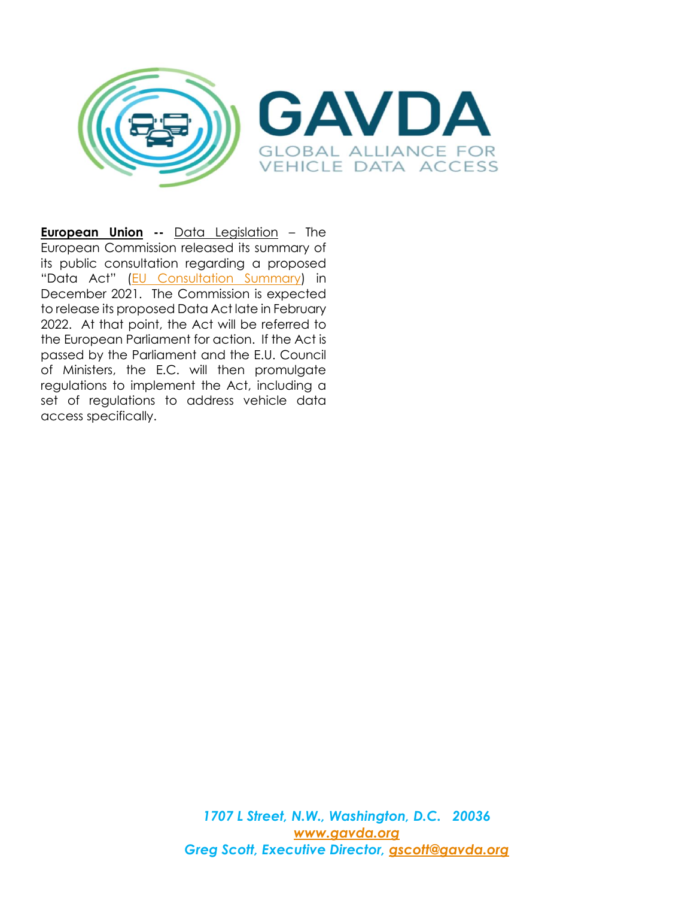**European Union** -- Data Legislation – The European Commission released its summary of its public consultation regarding a proposed "Data Act" (EU Consultation Summary) in December 2021. The Commission is expected to release its proposed Data Act late in February 2022. At that point, the Act will be referred to the European Parliament for action. If the Act is passed by the Parliament and the E.U. Council of Ministers, the E.C. will then promulgate regulations to implement the Act, including a set of regulations to address vehicle data access specifically.